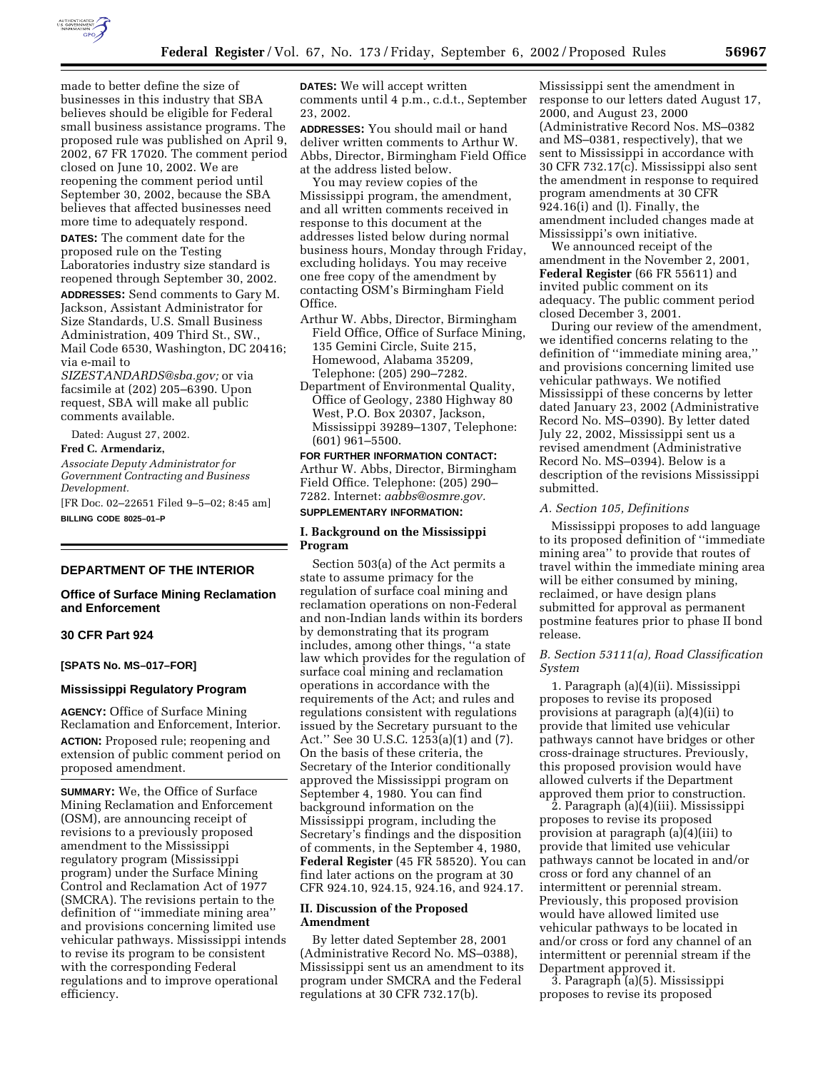made to better define the size of businesses in this industry that SBA believes should be eligible for Federal small business assistance programs. The proposed rule was published on April 9, 2002, 67 FR 17020. The comment period closed on June 10, 2002. We are reopening the comment period until September 30, 2002, because the SBA believes that affected businesses need more time to adequately respond.

**DATES:** The comment date for the proposed rule on the Testing Laboratories industry size standard is reopened through September 30, 2002.

**ADDRESSES:** Send comments to Gary M. Jackson, Assistant Administrator for Size Standards, U.S. Small Business Administration, 409 Third St., SW., Mail Code 6530, Washington, DC 20416; via e-mail to *SIZESTANDARDS@sba.gov;* or via facsimile at (202) 205–6390. Upon request, SBA will make all public comments available.

Dated: August 27, 2002.

**Fred C. Armendariz,**

*Associate Deputy Administrator for Government Contracting and Business Development.*

[FR Doc. 02–22651 Filed 9–5–02; 8:45 am]

**BILLING CODE 8025–01–P**

---

## DEPARTMENT OF THE INTERIOR

### Office of Surface Mining Reclamation and Enforcement

### 30 CFR Part 924

**[SPATS No. MS–017–FOR]**

### Mississippi Regulatory Program

**AGENCY:** Office of Surface Mining Reclamation and Enforcement, Interior.

**ACTION:** Proposed rule; reopening and extension of public comment period on proposed amendment.

**SUMMARY:** We, the Office of Surface Mining Reclamation and Enforcement (OSM), are announcing receipt of revisions to a previously proposed amendment to the Mississippi regulatory program (Mississippi program) under the Surface Mining Control and Reclamation Act of 1977 (SMCRA). The revisions pertain to the definition of "immediate mining area" and provisions concerning limited use vehicular pathways. Mississippi intends to revise its program to be consistent with the corresponding Federal regulations and to improve operational efficiency.

**DATES:** We will accept written comments until 4 p.m., c.d.t., September 23, 2002.

**ADDRESSES:** You should mail or hand deliver written comments to Arthur W. Abbs, Director, Birmingham Field Office at the address listed below.

You may review copies of the Mississippi program, the amendment, and all written comments received in response to this document at the addresses listed below during normal business hours, Monday through Friday, excluding holidays. You may receive one free copy of the amendment by contacting OSM's Birmingham Field Office.

Arthur W. Abbs, Director, Birmingham Field Office, Office of Surface Mining, 135 Gemini Circle, Suite 215, Homewood, Alabama 35209, Telephone: (205) 290–7282.

Department of Environmental Quality, Office of Geology, 2380 Highway 80 West, P.O. Box 20307, Jackson, Mississippi 39289–1307, Telephone: (601) 961–5500.

**FOR FURTHER INFORMATION CONTACT:** Arthur W. Abbs, Director, Birmingham Field Office. Telephone: (205) 290–7282. Internet: *aabbs@osmre.gov.*

**SUPPLEMENTARY INFORMATION:**

#### I. Background on the Mississippi Program

Section 503(a) of the Act permits a state to assume primacy for the regulation of surface coal mining and reclamation operations on non-Federal and non-Indian lands within its borders by demonstrating that its program includes, among other things, "a state law which provides for the regulation of surface coal mining and reclamation operations in accordance with the requirements of the Act; and rules and regulations consistent with regulations issued by the Secretary pursuant to the Act." See 30 U.S.C. 1253(a)(1) and (7). On the basis of these criteria, the Secretary of the Interior conditionally approved the Mississippi program on September 4, 1980. You can find background information on the Mississippi program, including the Secretary's findings and the disposition of comments, in the September 4, 1980, **Federal Register** (45 FR 58520). You can find later actions on the program at 30 CFR 924.10, 924.15, 924.16, and 924.17.

#### II. Discussion of the Proposed Amendment

By letter dated September 28, 2001 (Administrative Record No. MS–0388), Mississippi sent us an amendment to its program under SMCRA and the Federal regulations at 30 CFR 732.17(b). Mississippi sent the amendment in response to our letters dated August 17, 2000, and August 23, 2000 (Administrative Record Nos. MS–0382 and MS–0381, respectively), that we sent to Mississippi in accordance with 30 CFR 732.17(c). Mississippi also sent the amendment in response to required program amendments at 30 CFR 924.16(i) and (l). Finally, the amendment included changes made at Mississippi's own initiative.

We announced receipt of the amendment in the November 2, 2001, **Federal Register** (66 FR 55611) and invited public comment on its adequacy. The public comment period closed December 3, 2001.

During our review of the amendment, we identified concerns relating to the definition of "immediate mining area," and provisions concerning limited use vehicular pathways. We notified Mississippi of these concerns by letter dated January 23, 2002 (Administrative Record No. MS–0390). By letter dated July 22, 2002, Mississippi sent us a revised amendment (Administrative Record No. MS–0394). Below is a description of the revisions Mississippi submitted.

##### *A. Section 105, Definitions*

Mississippi proposes to add language to its proposed definition of "immediate mining area" to provide that routes of travel within the immediate mining area will be either consumed by mining, reclaimed, or have design plans submitted for approval as permanent postmine features prior to phase II bond release.

##### *B. Section 53111(a), Road Classification System*

1. Paragraph (a)(4)(ii). Mississippi proposes to revise its proposed provisions at paragraph (a)(4)(ii) to provide that limited use vehicular pathways cannot have bridges or other cross-drainage structures. Previously, this proposed provision would have allowed culverts if the Department approved them prior to construction.

2. Paragraph (a)(4)(iii). Mississippi proposes to revise its proposed provision at paragraph (a)(4)(iii) to provide that limited use vehicular pathways cannot be located in and/or cross or ford any channel of an intermittent or perennial stream. Previously, this proposed provision would have allowed limited use vehicular pathways to be located in and/or cross or ford any channel of an intermittent or perennial stream if the Department approved it.

3. Paragraph (a)(5). Mississippi proposes to revise its proposed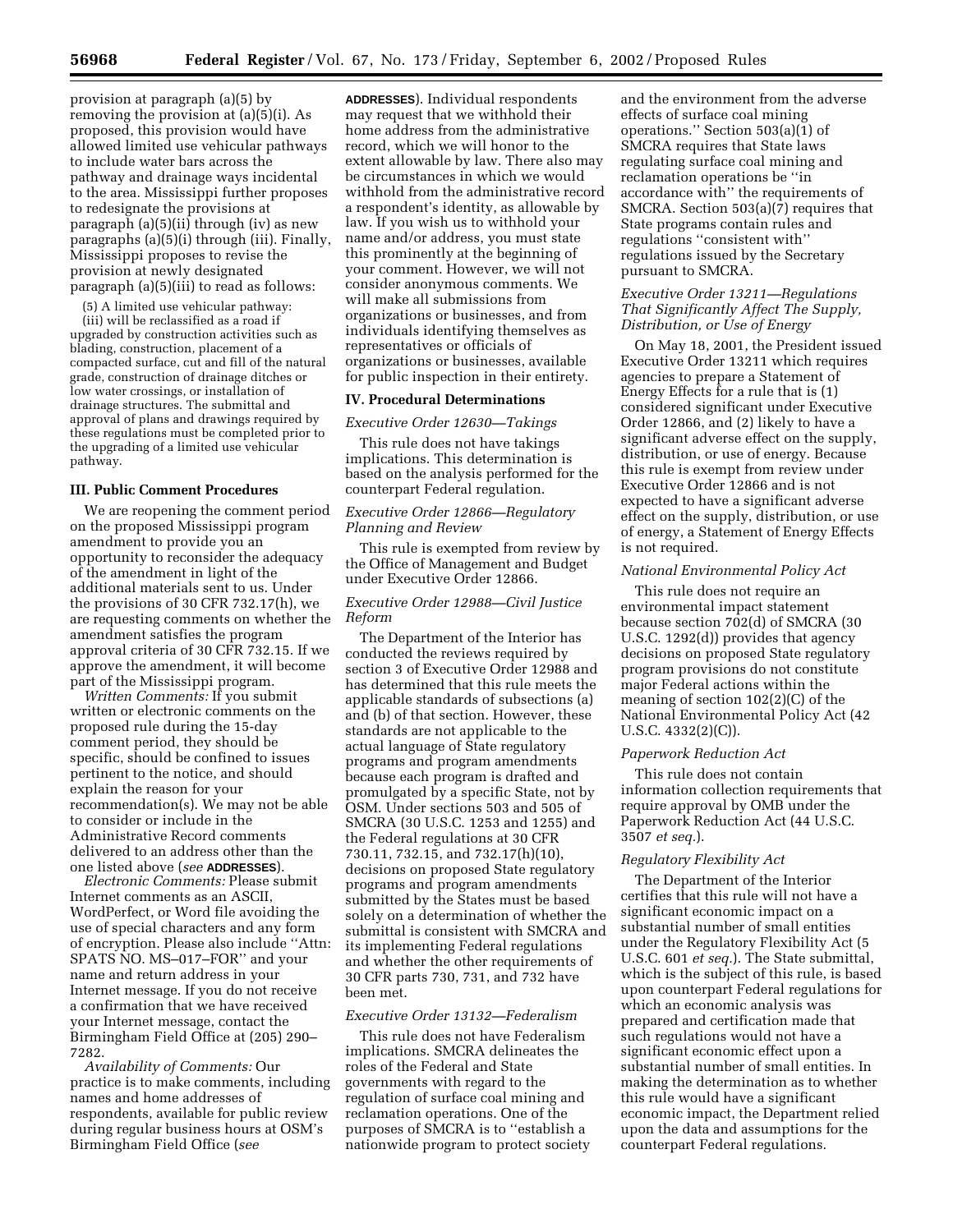provision at paragraph (a)(5) by removing the provision at (a)(5)(i). As proposed, this provision would have allowed limited use vehicular pathways to include water bars across the pathway and drainage ways incidental to the area. Mississippi further proposes to redesignate the provisions at paragraph (a)(5)(ii) through (iv) as new paragraphs (a)(5)(i) through (iii). Finally, Mississippi proposes to revise the provision at newly designated paragraph (a)(5)(iii) to read as follows:

(5) A limited use vehicular pathway:

(iii) will be reclassified as a road if upgraded by construction activities such as blading, construction, placement of a compacted surface, cut and fill of the natural grade, construction of drainage ditches or low water crossings, or installation of drainage structures. The submittal and approval of plans and drawings required by these regulations must be completed prior to the upgrading of a limited use vehicular pathway.

### III. Public Comment Procedures

We are reopening the comment period on the proposed Mississippi program amendment to provide you an opportunity to reconsider the adequacy of the amendment in light of the additional materials sent to us. Under the provisions of 30 CFR 732.17(h), we are requesting comments on whether the amendment satisfies the program approval criteria of 30 CFR 732.15. If we approve the amendment, it will become part of the Mississippi program.

*Written Comments:* If you submit written or electronic comments on the proposed rule during the 15-day comment period, they should be specific, should be confined to issues pertinent to the notice, and should explain the reason for your recommendation(s). We may not be able to consider or include in the Administrative Record comments delivered to an address other than the one listed above (*see* **ADDRESSES**).

*Electronic Comments:* Please submit Internet comments as an ASCII, WordPerfect, or Word file avoiding the use of special characters and any form of encryption. Please also include ''Attn: SPATS NO. MS–017–FOR'' and your name and return address in your Internet message. If you do not receive a confirmation that we have received your Internet message, contact the Birmingham Field Office at (205) 290–7282.

*Availability of Comments:* Our practice is to make comments, including names and home addresses of respondents, available for public review during regular business hours at OSM's Birmingham Field Office (*see* **ADDRESSES**). Individual respondents may request that we withhold their home address from the administrative record, which we will honor to the extent allowable by law. There also may be circumstances in which we would withhold from the administrative record a respondent's identity, as allowable by law. If you wish us to withhold your name and/or address, you must state this prominently at the beginning of your comment. However, we will not consider anonymous comments. We will make all submissions from organizations or businesses, and from individuals identifying themselves as representatives or officials of organizations or businesses, available for public inspection in their entirety.

### IV. Procedural Determinations

*Executive Order 12630—Takings*

This rule does not have takings implications. This determination is based on the analysis performed for the counterpart Federal regulation.

*Executive Order 12866—Regulatory Planning and Review*

This rule is exempted from review by the Office of Management and Budget under Executive Order 12866.

*Executive Order 12988—Civil Justice Reform*

The Department of the Interior has conducted the reviews required by section 3 of Executive Order 12988 and has determined that this rule meets the applicable standards of subsections (a) and (b) of that section. However, these standards are not applicable to the actual language of State regulatory programs and program amendments because each program is drafted and promulgated by a specific State, not by OSM. Under sections 503 and 505 of SMCRA (30 U.S.C. 1253 and 1255) and the Federal regulations at 30 CFR 730.11, 732.15, and 732.17(h)(10), decisions on proposed State regulatory programs and program amendments submitted by the States must be based solely on a determination of whether the submittal is consistent with SMCRA and its implementing Federal regulations and whether the other requirements of 30 CFR parts 730, 731, and 732 have been met.

*Executive Order 13132—Federalism*

This rule does not have Federalism implications. SMCRA delineates the roles of the Federal and State governments with regard to the regulation of surface coal mining and reclamation operations. One of the purposes of SMCRA is to ''establish a nationwide program to protect society and the environment from the adverse effects of surface coal mining operations.'' Section 503(a)(1) of SMCRA requires that State laws regulating surface coal mining and reclamation operations be ''in accordance with'' the requirements of SMCRA. Section 503(a)(7) requires that State programs contain rules and regulations ''consistent with'' regulations issued by the Secretary pursuant to SMCRA.

*Executive Order 13211—Regulations That Significantly Affect The Supply, Distribution, or Use of Energy*

On May 18, 2001, the President issued Executive Order 13211 which requires agencies to prepare a Statement of Energy Effects for a rule that is (1) considered significant under Executive Order 12866, and (2) likely to have a significant adverse effect on the supply, distribution, or use of energy. Because this rule is exempt from review under Executive Order 12866 and is not expected to have a significant adverse effect on the supply, distribution, or use of energy, a Statement of Energy Effects is not required.

*National Environmental Policy Act*

This rule does not require an environmental impact statement because section 702(d) of SMCRA (30 U.S.C. 1292(d)) provides that agency decisions on proposed State regulatory program provisions do not constitute major Federal actions within the meaning of section 102(2)(C) of the National Environmental Policy Act (42 U.S.C. 4332(2)(C)).

*Paperwork Reduction Act*

This rule does not contain information collection requirements that require approval by OMB under the Paperwork Reduction Act (44 U.S.C. 3507 *et seq.*).

*Regulatory Flexibility Act*

The Department of the Interior certifies that this rule will not have a significant economic impact on a substantial number of small entities under the Regulatory Flexibility Act (5 U.S.C. 601 *et seq.*). The State submittal, which is the subject of this rule, is based upon counterpart Federal regulations for which an economic analysis was prepared and certification made that such regulations would not have a significant economic effect upon a substantial number of small entities. In making the determination as to whether this rule would have a significant economic impact, the Department relied upon the data and assumptions for the counterpart Federal regulations.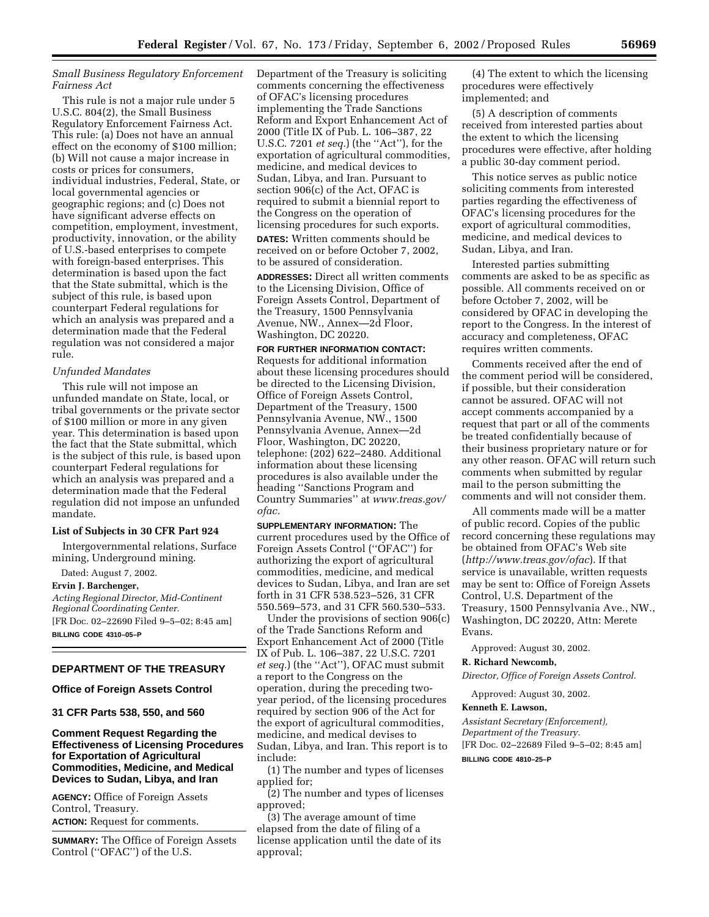*Small Business Regulatory Enforcement Fairness Act*

This rule is not a major rule under 5 U.S.C. 804(2), the Small Business Regulatory Enforcement Fairness Act. This rule: (a) Does not have an annual effect on the economy of $100 million; (b) Will not cause a major increase in costs or prices for consumers, individual industries, Federal, State, or local governmental agencies or geographic regions; and (c) Does not have significant adverse effects on competition, employment, investment, productivity, innovation, or the ability of U.S.-based enterprises to compete with foreign-based enterprises. This determination is based upon the fact that the State submittal, which is the subject of this rule, is based upon counterpart Federal regulations for which an analysis was prepared and a determination made that the Federal regulation was not considered a major rule.

*Unfunded Mandates*

This rule will not impose an unfunded mandate on State, local, or tribal governments or the private sector of $100 million or more in any given year. This determination is based upon the fact that the State submittal, which is the subject of this rule, is based upon counterpart Federal regulations for which an analysis was prepared and a determination made that the Federal regulation did not impose an unfunded mandate.

**List of Subjects in 30 CFR Part 924**

Intergovernmental relations, Surface mining, Underground mining.

Dated: August 7, 2002.

**Ervin J. Barchenger,**

*Acting Regional Director, Mid-Continent Regional Coordinating Center.*

[FR Doc. 02–22690 Filed 9–5–02; 8:45 am]

**BILLING CODE 4310–05–P**

## DEPARTMENT OF THE TREASURY

### Office of Foreign Assets Control

### 31 CFR Parts 538, 550, and 560

### Comment Request Regarding the Effectiveness of Licensing Procedures for Exportation of Agricultural Commodities, Medicine, and Medical Devices to Sudan, Libya, and Iran

**AGENCY:** Office of Foreign Assets Control, Treasury.

**ACTION:** Request for comments.

**SUMMARY:** The Office of Foreign Assets Control (''OFAC'') of the U.S. Department of the Treasury is soliciting comments concerning the effectiveness of OFAC's licensing procedures implementing the Trade Sanctions Reform and Export Enhancement Act of 2000 (Title IX of Pub. L. 106–387, 22 U.S.C. 7201 *et seq.*) (the ''Act''), for the exportation of agricultural commodities, medicine, and medical devices to Sudan, Libya, and Iran. Pursuant to section 906(c) of the Act, OFAC is required to submit a biennial report to the Congress on the operation of licensing procedures for such exports.

**DATES:** Written comments should be received on or before October 7, 2002, to be assured of consideration.

**ADDRESSES:** Direct all written comments to the Licensing Division, Office of Foreign Assets Control, Department of the Treasury, 1500 Pennsylvania Avenue, NW., Annex—2d Floor, Washington, DC 20220.

**FOR FURTHER INFORMATION CONTACT:** Requests for additional information about these licensing procedures should be directed to the Licensing Division, Office of Foreign Assets Control, Department of the Treasury, 1500 Pennsylvania Avenue, NW., 1500 Pennsylvania Avenue, Annex—2d Floor, Washington, DC 20220, telephone: (202) 622–2480. Additional information about these licensing procedures is also available under the heading ''Sanctions Program and Country Summaries'' at *www.treas.gov/ofac.*

**SUPPLEMENTARY INFORMATION:** The current procedures used by the Office of Foreign Assets Control (''OFAC'') for authorizing the export of agricultural commodities, medicine, and medical devices to Sudan, Libya, and Iran are set forth in 31 CFR 538.523–526, 31 CFR 550.569–573, and 31 CFR 560.530–533.

Under the provisions of section 906(c) of the Trade Sanctions Reform and Export Enhancement Act of 2000 (Title IX of Pub. L. 106–387, 22 U.S.C. 7201 *et seq.*) (the ''Act''), OFAC must submit a report to the Congress on the operation, during the preceding two-year period, of the licensing procedures required by section 906 of the Act for the export of agricultural commodities, medicine, and medical devises to Sudan, Libya, and Iran. This report is to include:

(1) The number and types of licenses applied for;

(2) The number and types of licenses approved;

(3) The average amount of time elapsed from the date of filing of a license application until the date of its approval;

(4) The extent to which the licensing procedures were effectively implemented; and

(5) A description of comments received from interested parties about the extent to which the licensing procedures were effective, after holding a public 30-day comment period.

This notice serves as public notice soliciting comments from interested parties regarding the effectiveness of OFAC's licensing procedures for the export of agricultural commodities, medicine, and medical devices to Sudan, Libya, and Iran.

Interested parties submitting comments are asked to be as specific as possible. All comments received on or before October 7, 2002, will be considered by OFAC in developing the report to the Congress. In the interest of accuracy and completeness, OFAC requires written comments.

Comments received after the end of the comment period will be considered, if possible, but their consideration cannot be assured. OFAC will not accept comments accompanied by a request that part or all of the comments be treated confidentially because of their business proprietary nature or for any other reason. OFAC will return such comments when submitted by regular mail to the person submitting the comments and will not consider them.

All comments made will be a matter of public record. Copies of the public record concerning these regulations may be obtained from OFAC's Web site (*http://www.treas.gov/ofac*). If that service is unavailable, written requests may be sent to: Office of Foreign Assets Control, U.S. Department of the Treasury, 1500 Pennsylvania Ave., NW., Washington, DC 20220, Attn: Merete Evans.

Approved: August 30, 2002.

**R. Richard Newcomb,**

*Director, Office of Foreign Assets Control.*

Approved: August 30, 2002.

**Kenneth E. Lawson,**

*Assistant Secretary (Enforcement), Department of the Treasury.*

[FR Doc. 02–22689 Filed 9–5–02; 8:45 am]

**BILLING CODE 4810–25–P**